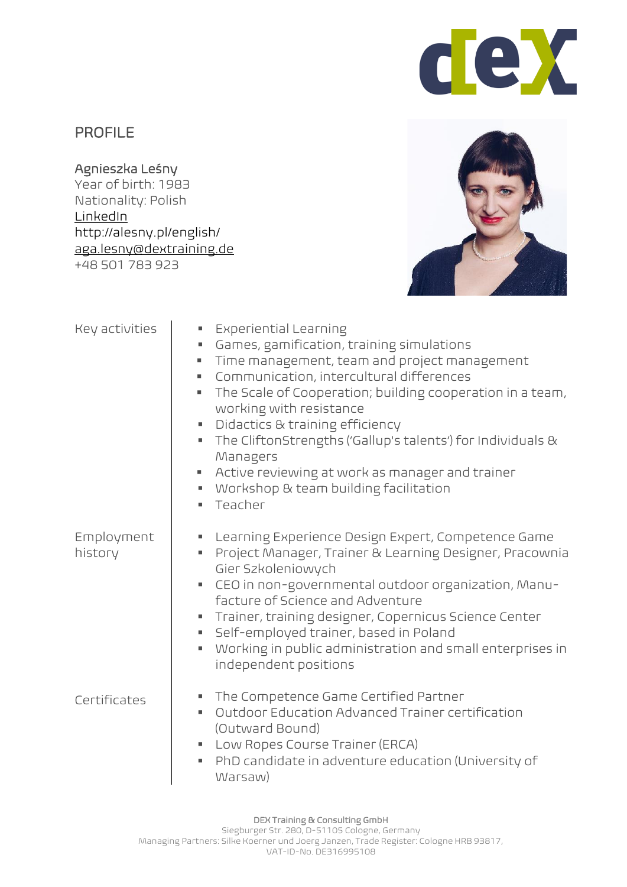# PROFILE

Agnieszka Leśny
Year of birth: 1983
Nationality: Polish
[LinkedIn]
http://alesny.pl/english/
aga.lesny@dextraining.de
+48 501 783 923

## Key activities

- Experiential Learning
- Games, gamification, training simulations
- Time management, team and project management
- Communication, intercultural differences
- The Scale of Cooperation; building cooperation in a team, working with resistance
- Didactics & training efficiency
- The CliftonStrengths ('Gallup's talents') for Individuals & Managers
- Active reviewing at work as manager and trainer
- Workshop & team building facilitation
- Teacher

## Employment history

- Learning Experience Design Expert, Competence Game
- Project Manager, Trainer & Learning Designer, Pracownia Gier Szkoleniowych
- CEO in non-governmental outdoor organization, Manufacture of Science and Adventure
- Trainer, training designer, Copernicus Science Center
- Self-employed trainer, based in Poland
- Working in public administration and small enterprises in independent positions

## Certificates

- The Competence Game Certified Partner
- Outdoor Education Advanced Trainer certification (Outward Bound)
- Low Ropes Course Trainer (ERCA)
- PhD candidate in adventure education (University of Warsaw)

DEX Training & Consulting GmbH
Siegburger Str. 280, D-51105 Cologne, Germany
Managing Partners: Silke Koerner und Joerg Janzen, Trade Register: Cologne HRB 93817,
VAT-ID-No. DE316995108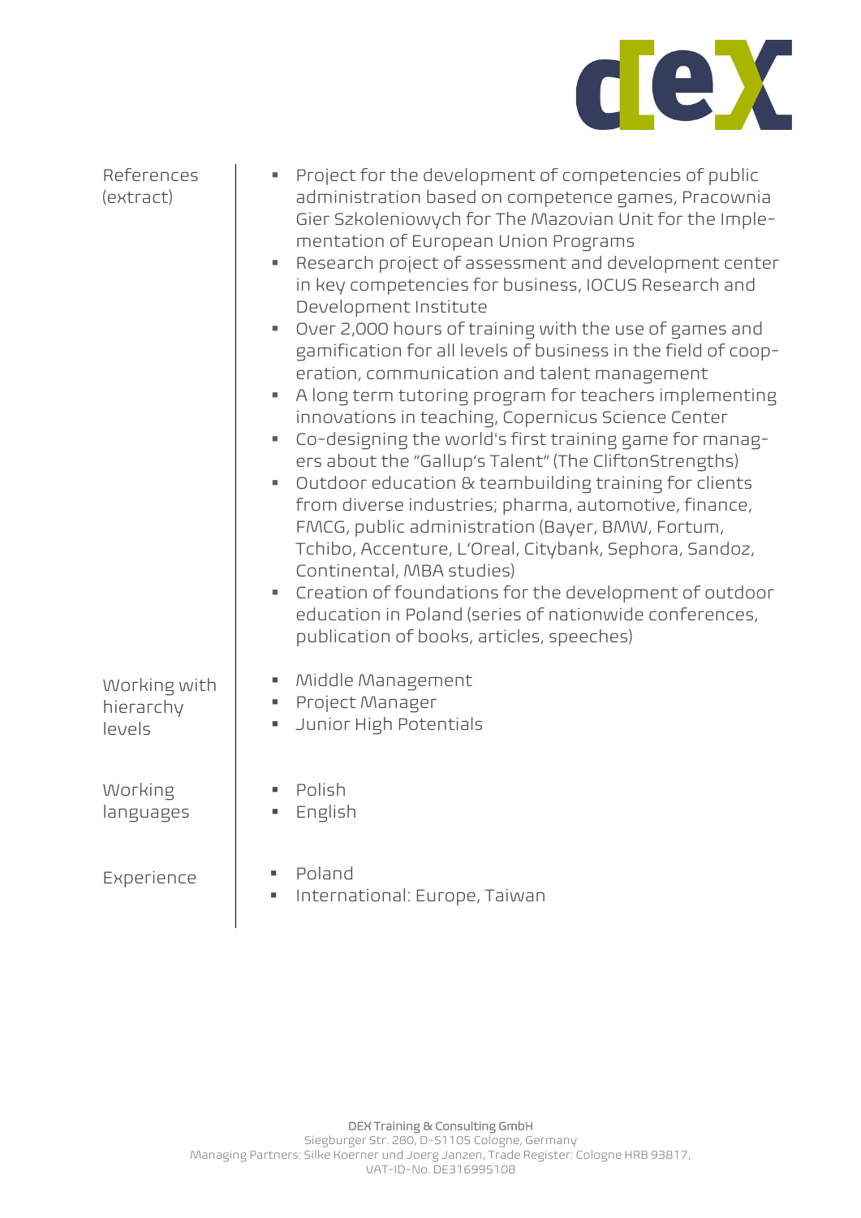| | |
|---|---|
| References (extract) | ▪ Project for the development of competencies of public administration based on competence games, Pracownia Gier Szkoleniowych for The Mazovian Unit for the Implementation of European Union Programs<br>▪ Research project of assessment and development center in key competencies for business, IOCUS Research and Development Institute<br>▪ Over 2,000 hours of training with the use of games and gamification for all levels of business in the field of cooperation, communication and talent management<br>▪ A long term tutoring program for teachers implementing innovations in teaching, Copernicus Science Center<br>▪ Co-designing the world's first training game for managers about the "Gallup's Talent" (The CliftonStrengths)<br>▪ Outdoor education & teambuilding training for clients from diverse industries; pharma, automotive, finance, FMCG, public administration (Bayer, BMW, Fortum, Tchibo, Accenture, L'Oreal, Citybank, Sephora, Sandoz, Continental, MBA studies)<br>▪ Creation of foundations for the development of outdoor education in Poland (series of nationwide conferences, publication of books, articles, speeches) |
| Working with hierarchy levels | ▪ Middle Management<br>▪ Project Manager<br>▪ Junior High Potentials |
| Working languages | ▪ Polish<br>▪ English |
| Experience | ▪ Poland<br>▪ International: Europe, Taiwan |

DEX Training & Consulting GmbH
Siegburger Str. 280, D-51105 Cologne, Germany
Managing Partners: Silke Koerner und Joerg Janzen, Trade Register: Cologne HRB 93817,
VAT-ID-No. DE316995108